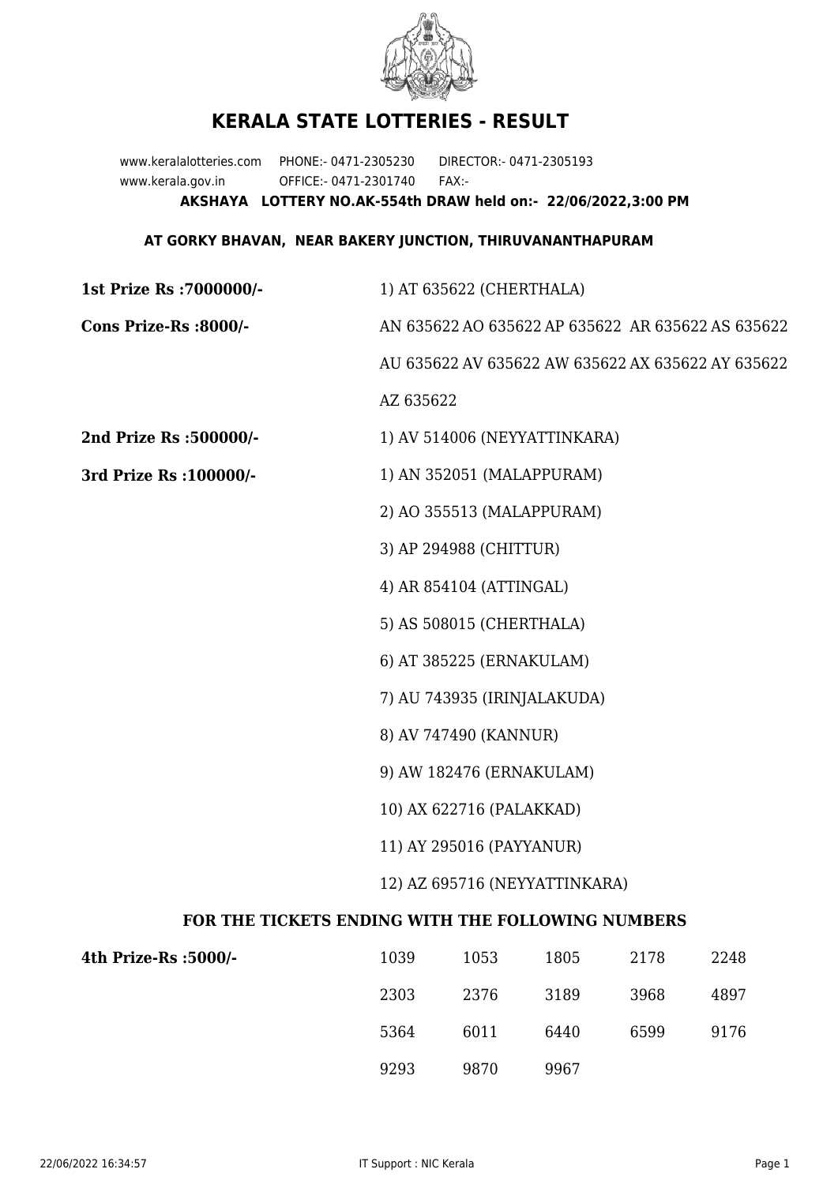# KERALA STATE LOTTERIES - RESULT

www.keralalotteries.com PHONE:- 0471-2305230 DIRECTOR:- 0471-2305193
www.kerala.gov.in OFFICE:- 0471-2301740 FAX:-

**AKSHAYA LOTTERY NO.AK-554th DRAW held on:- 22/06/2022,3:00 PM**

**AT GORKY BHAVAN, NEAR BAKERY JUNCTION, THIRUVANANTHAPURAM**

**1st Prize Rs :7000000/-** 1) AT 635622 (CHERTHALA)

**Cons Prize-Rs :8000/-** AN 635622 AO 635622 AP 635622 AR 635622 AS 635622 AU 635622 AV 635622 AW 635622 AX 635622 AY 635622 AZ 635622

**2nd Prize Rs :500000/-** 1) AV 514006 (NEYYATTINKARA)

**3rd Prize Rs :100000/-**

1) AN 352051 (MALAPPURAM)
2) AO 355513 (MALAPPURAM)
3) AP 294988 (CHITTUR)
4) AR 854104 (ATTINGAL)
5) AS 508015 (CHERTHALA)
6) AT 385225 (ERNAKULAM)
7) AU 743935 (IRINJALAKUDA)
8) AV 747490 (KANNUR)
9) AW 182476 (ERNAKULAM)
10) AX 622716 (PALAKKAD)
11) AY 295016 (PAYYANUR)
12) AZ 695716 (NEYYATTINKARA)

**FOR THE TICKETS ENDING WITH THE FOLLOWING NUMBERS**

**4th Prize-Rs :5000/-**

| | | | | |
|---|---|---|---|---|
| 1039 | 1053 | 1805 | 2178 | 2248 |
| 2303 | 2376 | 3189 | 3968 | 4897 |
| 5364 | 6011 | 6440 | 6599 | 9176 |
| 9293 | 9870 | 9967 | | |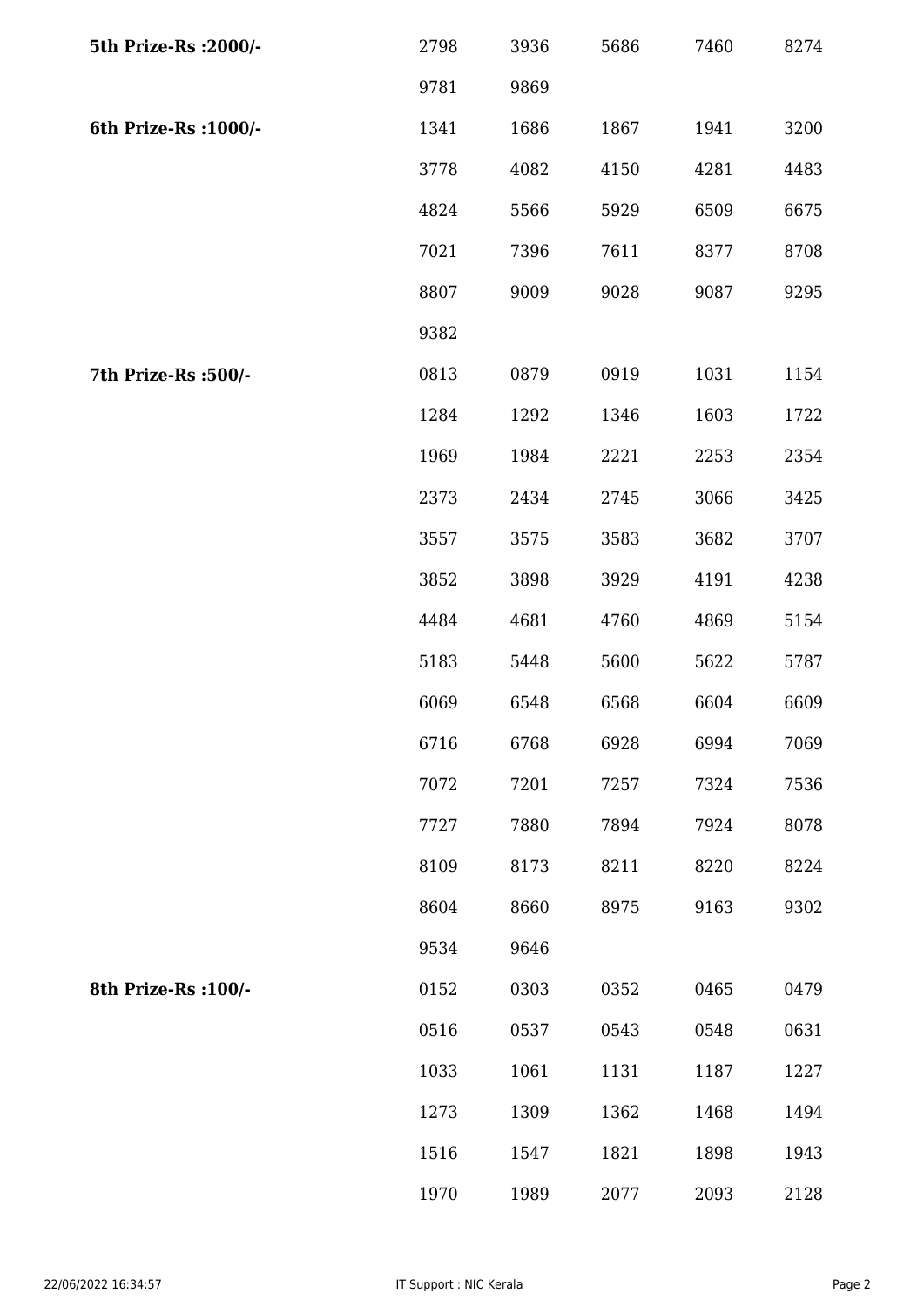| | | | | | |
|---|---|---|---|---|---|
| **5th Prize-Rs :2000/-** | 2798 | 3936 | 5686 | 7460 | 8274 |
| | 9781 | 9869 | | | |
| **6th Prize-Rs :1000/-** | 1341 | 1686 | 1867 | 1941 | 3200 |
| | 3778 | 4082 | 4150 | 4281 | 4483 |
| | 4824 | 5566 | 5929 | 6509 | 6675 |
| | 7021 | 7396 | 7611 | 8377 | 8708 |
| | 8807 | 9009 | 9028 | 9087 | 9295 |
| | 9382 | | | | |
| **7th Prize-Rs :500/-** | 0813 | 0879 | 0919 | 1031 | 1154 |
| | 1284 | 1292 | 1346 | 1603 | 1722 |
| | 1969 | 1984 | 2221 | 2253 | 2354 |
| | 2373 | 2434 | 2745 | 3066 | 3425 |
| | 3557 | 3575 | 3583 | 3682 | 3707 |
| | 3852 | 3898 | 3929 | 4191 | 4238 |
| | 4484 | 4681 | 4760 | 4869 | 5154 |
| | 5183 | 5448 | 5600 | 5622 | 5787 |
| | 6069 | 6548 | 6568 | 6604 | 6609 |
| | 6716 | 6768 | 6928 | 6994 | 7069 |
| | 7072 | 7201 | 7257 | 7324 | 7536 |
| | 7727 | 7880 | 7894 | 7924 | 8078 |
| | 8109 | 8173 | 8211 | 8220 | 8224 |
| | 8604 | 8660 | 8975 | 9163 | 9302 |
| | 9534 | 9646 | | | |
| **8th Prize-Rs :100/-** | 0152 | 0303 | 0352 | 0465 | 0479 |
| | 0516 | 0537 | 0543 | 0548 | 0631 |
| | 1033 | 1061 | 1131 | 1187 | 1227 |
| | 1273 | 1309 | 1362 | 1468 | 1494 |
| | 1516 | 1547 | 1821 | 1898 | 1943 |
| | 1970 | 1989 | 2077 | 2093 | 2128 |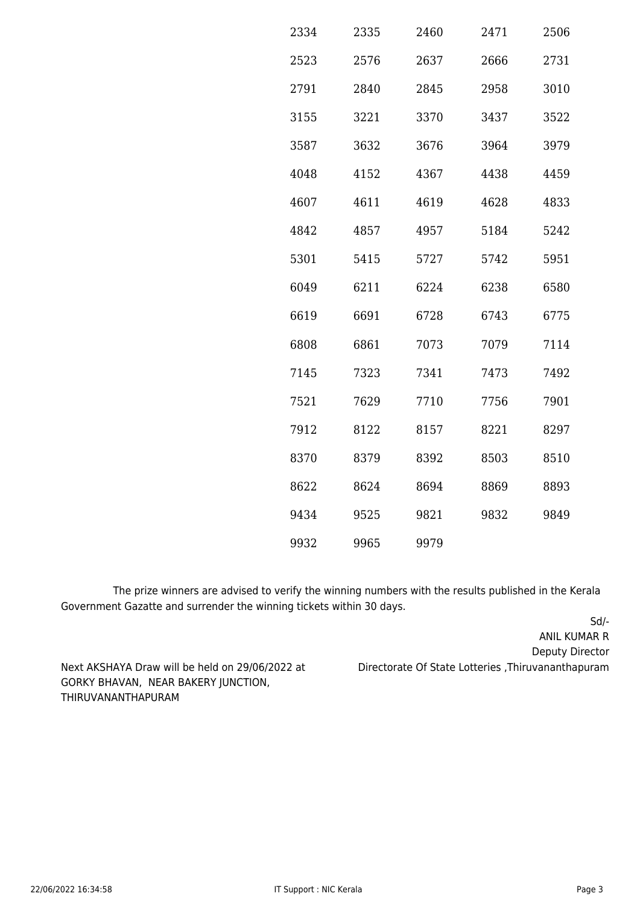| | | | | |
|---|---|---|---|---|
| 2334 | 2335 | 2460 | 2471 | 2506 |
| 2523 | 2576 | 2637 | 2666 | 2731 |
| 2791 | 2840 | 2845 | 2958 | 3010 |
| 3155 | 3221 | 3370 | 3437 | 3522 |
| 3587 | 3632 | 3676 | 3964 | 3979 |
| 4048 | 4152 | 4367 | 4438 | 4459 |
| 4607 | 4611 | 4619 | 4628 | 4833 |
| 4842 | 4857 | 4957 | 5184 | 5242 |
| 5301 | 5415 | 5727 | 5742 | 5951 |
| 6049 | 6211 | 6224 | 6238 | 6580 |
| 6619 | 6691 | 6728 | 6743 | 6775 |
| 6808 | 6861 | 7073 | 7079 | 7114 |
| 7145 | 7323 | 7341 | 7473 | 7492 |
| 7521 | 7629 | 7710 | 7756 | 7901 |
| 7912 | 8122 | 8157 | 8221 | 8297 |
| 8370 | 8379 | 8392 | 8503 | 8510 |
| 8622 | 8624 | 8694 | 8869 | 8893 |
| 9434 | 9525 | 9821 | 9832 | 9849 |
| 9932 | 9965 | 9979 | | |

The prize winners are advised to verify the winning numbers with the results published in the Kerala Government Gazatte and surrender the winning tickets within 30 days.

Sd/-
ANIL KUMAR R
Deputy Director
Directorate Of State Lotteries ,Thiruvananthapuram

Next AKSHAYA Draw will be held on 29/06/2022 at GORKY BHAVAN, NEAR BAKERY JUNCTION, THIRUVANANTHAPURAM